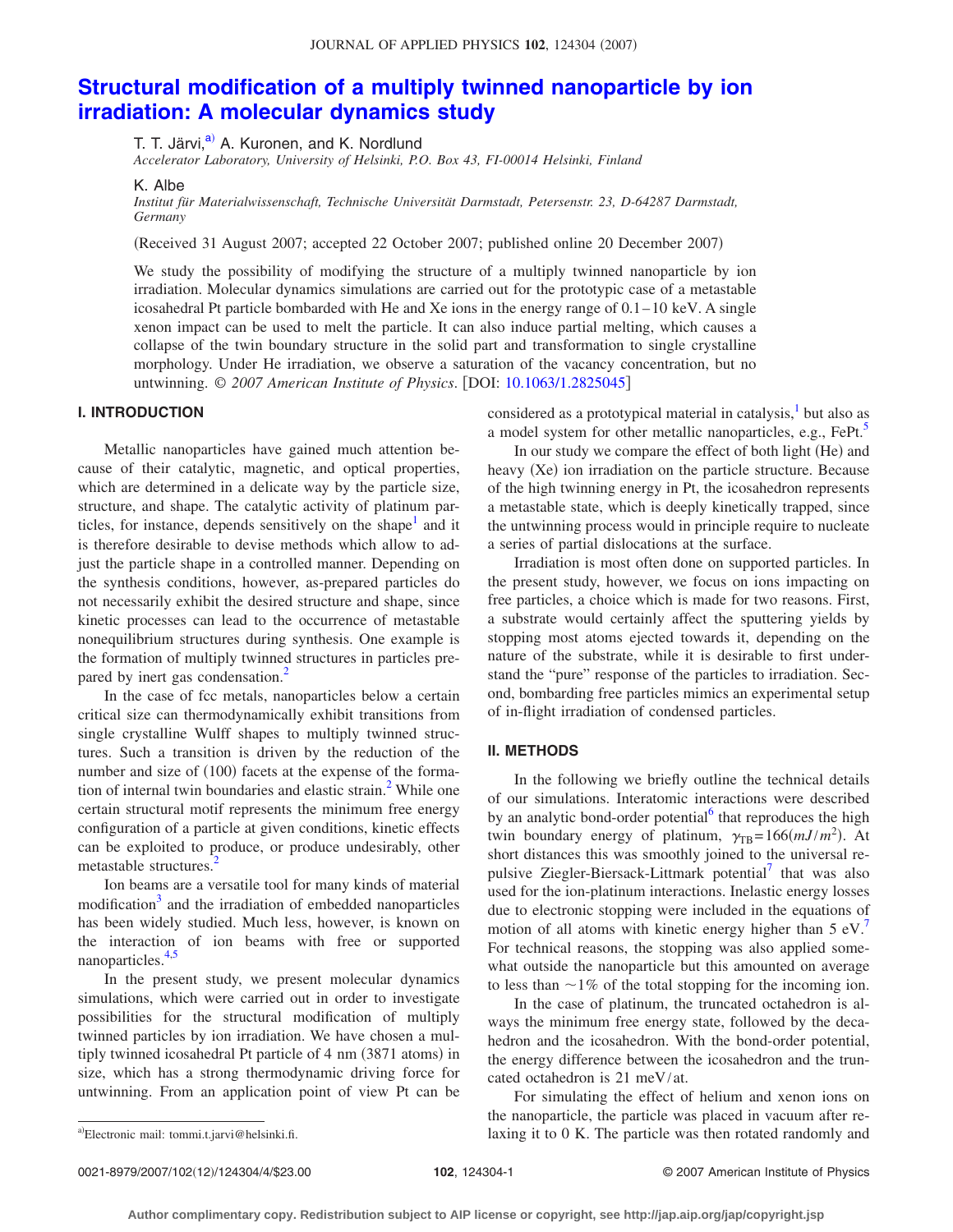# Structural modification of a multiply twinned nanoparticle by ion irradiation: A molecular dynamics study

T. T. Järvi,[a] A. Kuronen, and K. Nordlund

*Accelerator Laboratory, University of Helsinki, P.O. Box 43, FI-00014 Helsinki, Finland*

K. Albe

*Institut für Materialwissenschaft, Technische Universität Darmstadt, Petersenstr. 23, D-64287 Darmstadt, Germany*

(Received 31 August 2007; accepted 22 October 2007; published online 20 December 2007)

We study the possibility of modifying the structure of a multiply twinned nanoparticle by ion irradiation. Molecular dynamics simulations are carried out for the prototypic case of a metastable icosahedral Pt particle bombarded with He and Xe ions in the energy range of 0.1–10 keV. A single xenon impact can be used to melt the particle. It can also induce partial melting, which causes a collapse of the twin boundary structure in the solid part and transformation to single crystalline morphology. Under He irradiation, we observe a saturation of the vacancy concentration, but no untwinning. *© 2007 American Institute of Physics*. [DOI: 10.1063/1.2825045]

## I. INTRODUCTION

Metallic nanoparticles have gained much attention because of their catalytic, magnetic, and optical properties, which are determined in a delicate way by the particle size, structure, and shape. The catalytic activity of platinum particles, for instance, depends sensitively on the shape[1] and it is therefore desirable to devise methods which allow to adjust the particle shape in a controlled manner. Depending on the synthesis conditions, however, as-prepared particles do not necessarily exhibit the desired structure and shape, since kinetic processes can lead to the occurrence of metastable nonequilibrium structures during synthesis. One example is the formation of multiply twinned structures in particles prepared by inert gas condensation.[2]

In the case of fcc metals, nanoparticles below a certain critical size can thermodynamically exhibit transitions from single crystalline Wulff shapes to multiply twinned structures. Such a transition is driven by the reduction of the number and size of (100) facets at the expense of the formation of internal twin boundaries and elastic strain.[2] While one certain structural motif represents the minimum free energy configuration of a particle at given conditions, kinetic effects can be exploited to produce, or produce undesirably, other metastable structures.[2]

Ion beams are a versatile tool for many kinds of material modification[3] and the irradiation of embedded nanoparticles has been widely studied. Much less, however, is known on the interaction of ion beams with free or supported nanoparticles.[4,5]

In the present study, we present molecular dynamics simulations, which were carried out in order to investigate possibilities for the structural modification of multiply twinned particles by ion irradiation. We have chosen a multiply twinned icosahedral Pt particle of 4 nm (3871 atoms) in size, which has a strong thermodynamic driving force for untwinning. From an application point of view Pt can be considered as a prototypical material in catalysis,[1] but also as a model system for other metallic nanoparticles, e.g., FePt.[5]

In our study we compare the effect of both light (He) and heavy (Xe) ion irradiation on the particle structure. Because of the high twinning energy in Pt, the icosahedron represents a metastable state, which is deeply kinetically trapped, since the untwinning process would in principle require to nucleate a series of partial dislocations at the surface.

Irradiation is most often done on supported particles. In the present study, however, we focus on ions impacting on free particles, a choice which is made for two reasons. First, a substrate would certainly affect the sputtering yields by stopping most atoms ejected towards it, depending on the nature of the substrate, while it is desirable to first understand the "pure" response of the particles to irradiation. Second, bombarding free particles mimics an experimental setup of in-flight irradiation of condensed particles.

## II. METHODS

In the following we briefly outline the technical details of our simulations. Interatomic interactions were described by an analytic bond-order potential[6] that reproduces the high twin boundary energy of platinum, $\gamma_{TB}=166(mJ/m^2)$. At short distances this was smoothly joined to the universal repulsive Ziegler-Biersack-Littmark potential[7] that was also used for the ion-platinum interactions. Inelastic energy losses due to electronic stopping were included in the equations of motion of all atoms with kinetic energy higher than 5 eV.[7] For technical reasons, the stopping was also applied somewhat outside the nanoparticle but this amounted on average to less than $\sim 1\%$ of the total stopping for the incoming ion.

In the case of platinum, the truncated octahedron is always the minimum free energy state, followed by the decahedron and the icosahedron. With the bond-order potential, the energy difference between the icosahedron and the truncated octahedron is 21 meV/at.

For simulating the effect of helium and xenon ions on the nanoparticle, the particle was placed in vacuum after relaxing it to 0 K. The particle was then rotated randomly and

[a]Electronic mail: tommi.t.jarvi@helsinki.fi.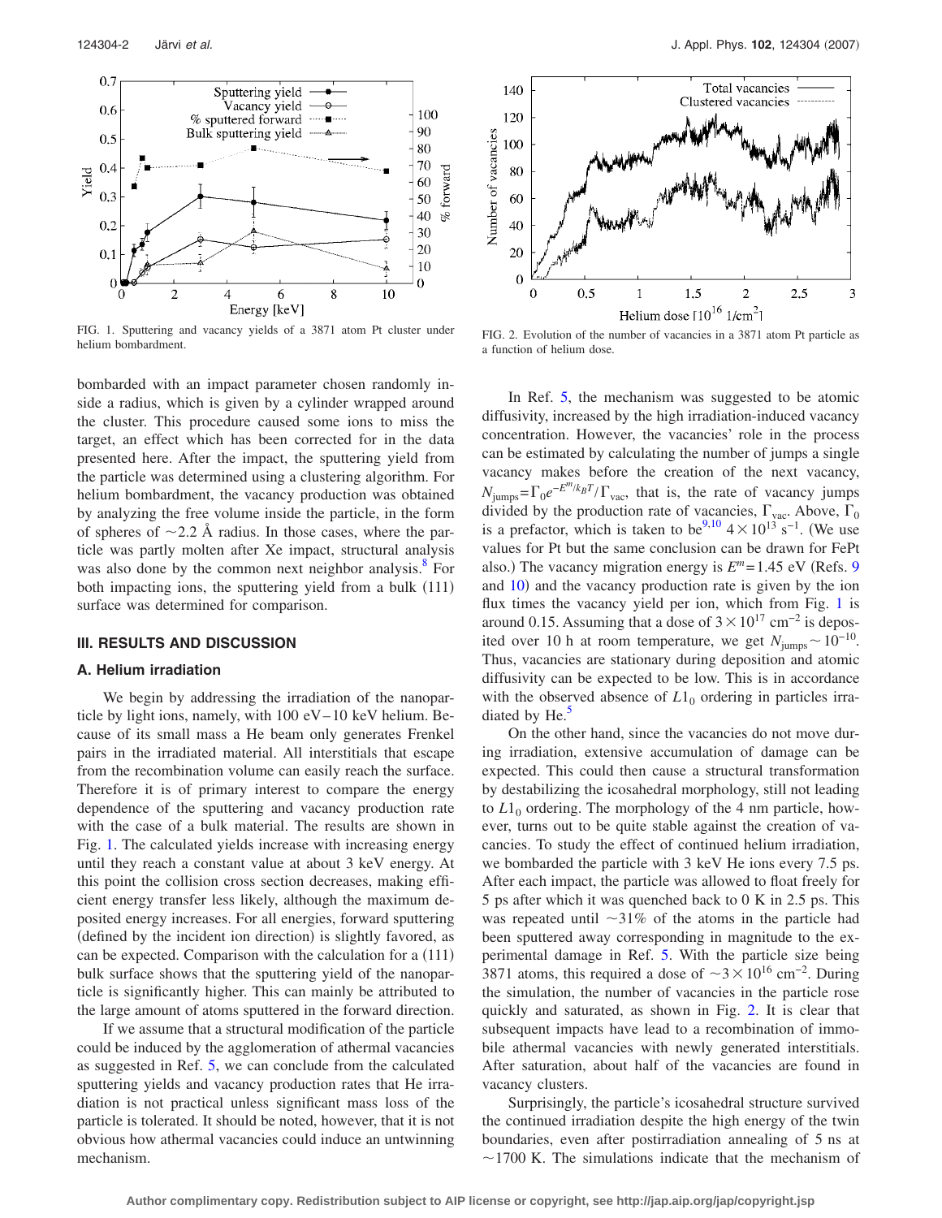FIG. 1. Sputtering and vacancy yields of a 3871 atom Pt cluster under helium bombardment.

FIG. 2. Evolution of the number of vacancies in a 3871 atom Pt particle as a function of helium dose.

bombarded with an impact parameter chosen randomly inside a radius, which is given by a cylinder wrapped around the cluster. This procedure caused some ions to miss the target, an effect which has been corrected for in the data presented here. After the impact, the sputtering yield from the particle was determined using a clustering algorithm. For helium bombardment, the vacancy production was obtained by analyzing the free volume inside the particle, in the form of spheres of ~2.2 Å radius. In those cases, where the particle was partly molten after Xe impact, structural analysis was also done by the common neighbor analysis.[8] For both impacting ions, the sputtering yield from a bulk (111) surface was determined for comparison.

## III. RESULTS AND DISCUSSION

### A. Helium irradiation

We begin by addressing the irradiation of the nanoparticle by light ions, namely, with 100 eV–10 keV helium. Because of its small mass a He beam only generates Frenkel pairs in the irradiated material. All interstitials that escape from the recombination volume can easily reach the surface. Therefore it is of primary interest to compare the energy dependence of the sputtering and vacancy production rate with the case of a bulk material. The results are shown in Fig. 1. The calculated yields increase with increasing energy until they reach a constant value at about 3 keV energy. At this point the collision cross section decreases, making efficient energy transfer less likely, although the maximum deposited energy increases. For all energies, forward sputtering (defined by the incident ion direction) is slightly favored, as can be expected. Comparison with the calculation for a (111) bulk surface shows that the sputtering yield of the nanoparticle is significantly higher. This can mainly be attributed to the large amount of atoms sputtered in the forward direction.

If we assume that a structural modification of the particle could be induced by the agglomeration of athermal vacancies as suggested in Ref. 5, we can conclude from the calculated sputtering yields and vacancy production rates that He irradiation is not practical unless significant mass loss of the particle is tolerated. It should be noted, however, that it is not obvious how athermal vacancies could induce an untwinning mechanism.

In Ref. 5, the mechanism was suggested to be atomic diffusivity, increased by the high irradiation-induced vacancy concentration. However, the vacancies' role in the process can be estimated by calculating the number of jumps a single vacancy makes before the creation of the next vacancy, $N_{\mathrm{jumps}}=\Gamma_0 e^{-E^m/k_B T}/\Gamma_{\mathrm{vac}}$, that is, the rate of vacancy jumps divided by the production rate of vacancies, $\Gamma_{\mathrm{vac}}$. Above, $\Gamma_0$ is a prefactor, which is taken to be[9,10] $4\times 10^{13}$ s$^{-1}$. (We use values for Pt but the same conclusion can be drawn for FePt also.) The vacancy migration energy is $E^m=1.45$ eV (Refs. 9 and 10) and the vacancy production rate is given by the ion flux times the vacancy yield per ion, which from Fig. 1 is around 0.15. Assuming that a dose of $3\times 10^{17}$ cm$^{-2}$ is deposited over 10 h at room temperature, we get $N_{\mathrm{jumps}}\sim 10^{-10}$. Thus, vacancies are stationary during deposition and atomic diffusivity can be expected to be low. This is in accordance with the observed absence of $L1_0$ ordering in particles irradiated by He.[5]

On the other hand, since the vacancies do not move during irradiation, extensive accumulation of damage can be expected. This could then cause a structural transformation by destabilizing the icosahedral morphology, still not leading to $L1_0$ ordering. The morphology of the 4 nm particle, however, turns out to be quite stable against the creation of vacancies. To study the effect of continued helium irradiation, we bombarded the particle with 3 keV He ions every 7.5 ps. After each impact, the particle was allowed to float freely for 5 ps after which it was quenched back to 0 K in 2.5 ps. This was repeated until ~31% of the atoms in the particle had been sputtered away corresponding in magnitude to the experimental damage in Ref. 5. With the particle size being 3871 atoms, this required a dose of $\sim 3\times 10^{16}$ cm$^{-2}$. During the simulation, the number of vacancies in the particle rose quickly and saturated, as shown in Fig. 2. It is clear that subsequent impacts have lead to a recombination of immobile athermal vacancies with newly generated interstitials. After saturation, about half of the vacancies are found in vacancy clusters.

Surprisingly, the particle's icosahedral structure survived the continued irradiation despite the high energy of the twin boundaries, even after postirradiation annealing of 5 ns at ~1700 K. The simulations indicate that the mechanism of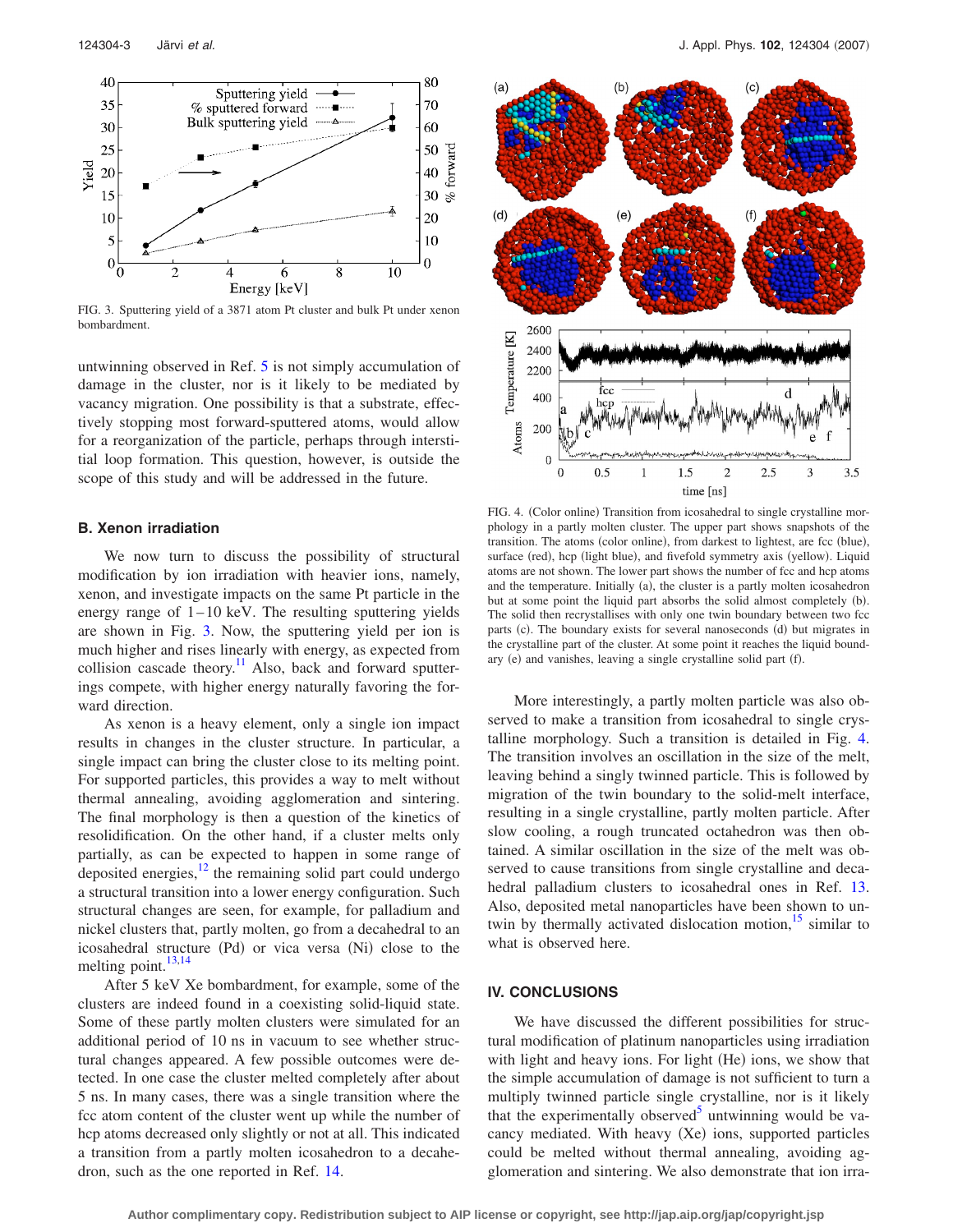FIG. 3. Sputtering yield of a 3871 atom Pt cluster and bulk Pt under xenon bombardment.

untwinning observed in Ref. 5 is not simply accumulation of damage in the cluster, nor is it likely to be mediated by vacancy migration. One possibility is that a substrate, effectively stopping most forward-sputtered atoms, would allow for a reorganization of the particle, perhaps through interstitial loop formation. This question, however, is outside the scope of this study and will be addressed in the future.

## B. Xenon irradiation

We now turn to discuss the possibility of structural modification by ion irradiation with heavier ions, namely, xenon, and investigate impacts on the same Pt particle in the energy range of 1–10 keV. The resulting sputtering yields are shown in Fig. 3. Now, the sputtering yield per ion is much higher and rises linearly with energy, as expected from collision cascade theory.[11] Also, back and forward sputterings compete, with higher energy naturally favoring the forward direction.

As xenon is a heavy element, only a single ion impact results in changes in the cluster structure. In particular, a single impact can bring the cluster close to its melting point. For supported particles, this provides a way to melt without thermal annealing, avoiding agglomeration and sintering. The final morphology is then a question of the kinetics of resolidification. On the other hand, if a cluster melts only partially, as can be expected to happen in some range of deposited energies,[12] the remaining solid part could undergo a structural transition into a lower energy configuration. Such structural changes are seen, for example, for palladium and nickel clusters that, partly molten, go from a decahedral to an icosahedral structure (Pd) or vica versa (Ni) close to the melting point.[13,14]

After 5 keV Xe bombardment, for example, some of the clusters are indeed found in a coexisting solid-liquid state. Some of these partly molten clusters were simulated for an additional period of 10 ns in vacuum to see whether structural changes appeared. A few possible outcomes were detected. In one case the cluster melted completely after about 5 ns. In many cases, there was a single transition where the fcc atom content of the cluster went up while the number of hcp atoms decreased only slightly or not at all. This indicated a transition from a partly molten icosahedron to a decahedron, such as the one reported in Ref. 14.

FIG. 4. (Color online) Transition from icosahedral to single crystalline morphology in a partly molten cluster. The upper part shows snapshots of the transition. The atoms (color online), from darkest to lightest, are fcc (blue), surface (red), hcp (light blue), and fivefold symmetry axis (yellow). Liquid atoms are not shown. The lower part shows the number of fcc and hcp atoms and the temperature. Initially (a), the cluster is a partly molten icosahedron but at some point the liquid part absorbs the solid almost completely (b). The solid then recrystallises with only one twin boundary between two fcc parts (c). The boundary exists for several nanoseconds (d) but migrates in the crystalline part of the cluster. At some point it reaches the liquid boundary (e) and vanishes, leaving a single crystalline solid part (f).

More interestingly, a partly molten particle was also observed to make a transition from icosahedral to single crystalline morphology. Such a transition is detailed in Fig. 4. The transition involves an oscillation in the size of the melt, leaving behind a singly twinned particle. This is followed by migration of the twin boundary to the solid-melt interface, resulting in a single crystalline, partly molten particle. After slow cooling, a rough truncated octahedron was then obtained. A similar oscillation in the size of the melt was observed to cause transitions from single crystalline and decahedral palladium clusters to icosahedral ones in Ref. 13. Also, deposited metal nanoparticles have been shown to untwin by thermally activated dislocation motion,[15] similar to what is observed here.

## IV. CONCLUSIONS

We have discussed the different possibilities for structural modification of platinum nanoparticles using irradiation with light and heavy ions. For light (He) ions, we show that the simple accumulation of damage is not sufficient to turn a multiply twinned particle single crystalline, nor is it likely that the experimentally observed[5] untwinning would be vacancy mediated. With heavy (Xe) ions, supported particles could be melted without thermal annealing, avoiding agglomeration and sintering. We also demonstrate that ion irra-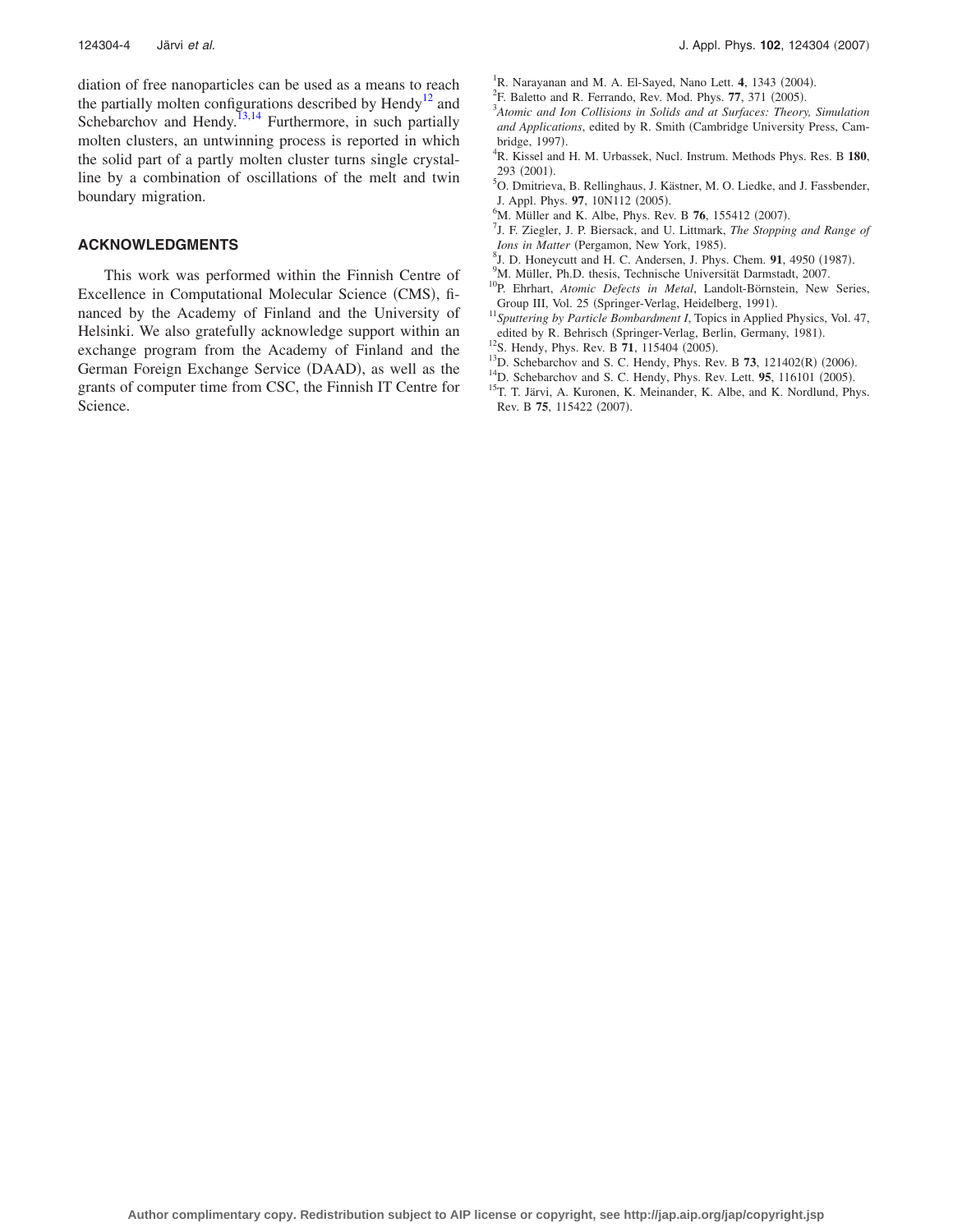diation of free nanoparticles can be used as a means to reach the partially molten configurations described by Hendy[12] and Schebarchov and Hendy.[13,14] Furthermore, in such partially molten clusters, an untwinning process is reported in which the solid part of a partly molten cluster turns single crystalline by a combination of oscillations of the melt and twin boundary migration.

## ACKNOWLEDGMENTS

This work was performed within the Finnish Centre of Excellence in Computational Molecular Science (CMS), financed by the Academy of Finland and the University of Helsinki. We also gratefully acknowledge support within an exchange program from the Academy of Finland and the German Foreign Exchange Service (DAAD), as well as the grants of computer time from CSC, the Finnish IT Centre for Science.

[1] R. Narayanan and M. A. El-Sayed, Nano Lett. **4**, 1343 (2004).
[2] F. Baletto and R. Ferrando, Rev. Mod. Phys. **77**, 371 (2005).
[3] *Atomic and Ion Collisions in Solids and at Surfaces: Theory, Simulation and Applications*, edited by R. Smith (Cambridge University Press, Cambridge, 1997).
[4] R. Kissel and H. M. Urbassek, Nucl. Instrum. Methods Phys. Res. B **180**, 293 (2001).
[5] O. Dmitrieva, B. Rellinghaus, J. Kästner, M. O. Liedke, and J. Fassbender, J. Appl. Phys. **97**, 10N112 (2005).
[6] M. Müller and K. Albe, Phys. Rev. B **76**, 155412 (2007).
[7] J. F. Ziegler, J. P. Biersack, and U. Littmark, *The Stopping and Range of Ions in Matter* (Pergamon, New York, 1985).
[8] J. D. Honeycutt and H. C. Andersen, J. Phys. Chem. **91**, 4950 (1987).
[9] M. Müller, Ph.D. thesis, Technische Universität Darmstadt, 2007.
[10] P. Ehrhart, *Atomic Defects in Metal*, Landolt-Börnstein, New Series, Group III, Vol. 25 (Springer-Verlag, Heidelberg, 1991).
[11] *Sputtering by Particle Bombardment I*, Topics in Applied Physics, Vol. 47, edited by R. Behrisch (Springer-Verlag, Berlin, Germany, 1981).
[12] S. Hendy, Phys. Rev. B **71**, 115404 (2005).
[13] D. Schebarchov and S. C. Hendy, Phys. Rev. B **73**, 121402(R) (2006).
[14] D. Schebarchov and S. C. Hendy, Phys. Rev. Lett. **95**, 116101 (2005).
[15] T. T. Järvi, A. Kuronen, K. Meinander, K. Albe, and K. Nordlund, Phys. Rev. B **75**, 115422 (2007).